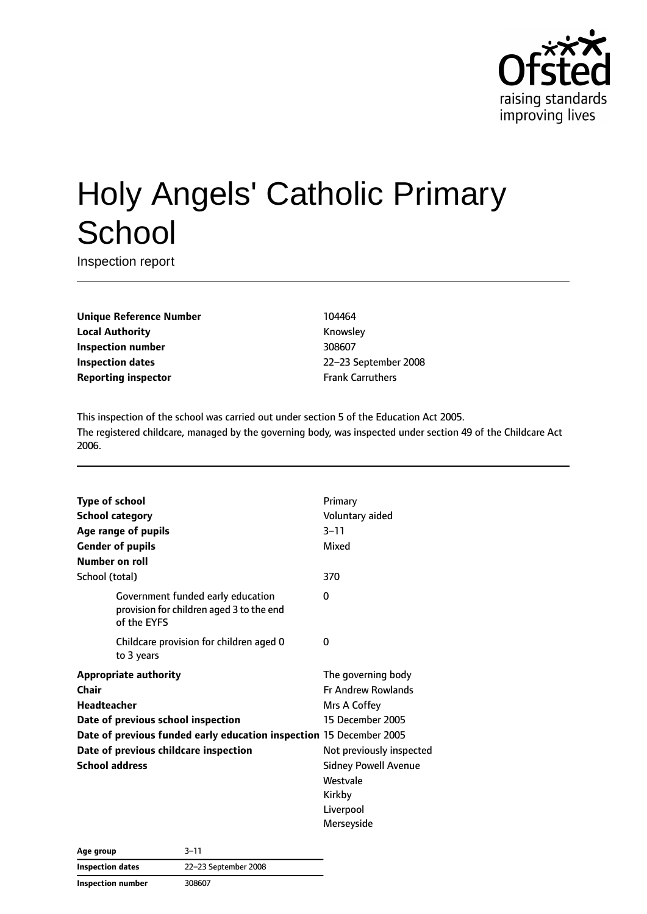# Holy Angels' Catholic Primary School

Inspection report

| | |
|---|---|
| **Unique Reference Number** | 104464 |
| **Local Authority** | Knowsley |
| **Inspection number** | 308607 |
| **Inspection dates** | 22–23 September 2008 |
| **Reporting inspector** | Frank Carruthers |

This inspection of the school was carried out under section 5 of the Education Act 2005.

The registered childcare, managed by the governing body, was inspected under section 49 of the Childcare Act 2006.

| | |
|---|---|
| **Type of school** | Primary |
| **School category** | Voluntary aided |
| **Age range of pupils** | 3–11 |
| **Gender of pupils** | Mixed |
| **Number on roll** | |
| School (total) | 370 |
| Government funded early education provision for children aged 3 to the end of the EYFS | 0 |
| Childcare provision for children aged 0 to 3 years | 0 |
| **Appropriate authority** | The governing body |
| **Chair** | Fr Andrew Rowlands |
| **Headteacher** | Mrs A Coffey |
| **Date of previous school inspection** | 15 December 2005 |
| **Date of previous funded early education inspection** | 15 December 2005 |
| **Date of previous childcare inspection** | Not previously inspected |
| **School address** | Sidney Powell Avenue<br>Westvale<br>Kirkby<br>Liverpool<br>Merseyside |

| | |
|---|---|
| **Age group** | 3–11 |
| **Inspection dates** | 22–23 September 2008 |
| **Inspection number** | 308607 |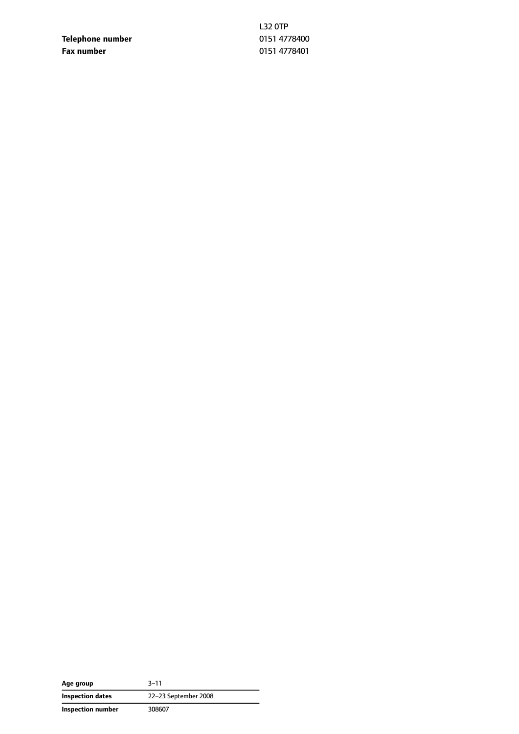| | |
|---|---|
| | L32 0TP |
| **Telephone number** | 0151 4778400 |
| **Fax number** | 0151 4778401 |

| | |
|---|---|
| **Age group** | 3–11 |
| **Inspection dates** | 22–23 September 2008 |
| **Inspection number** | 308607 |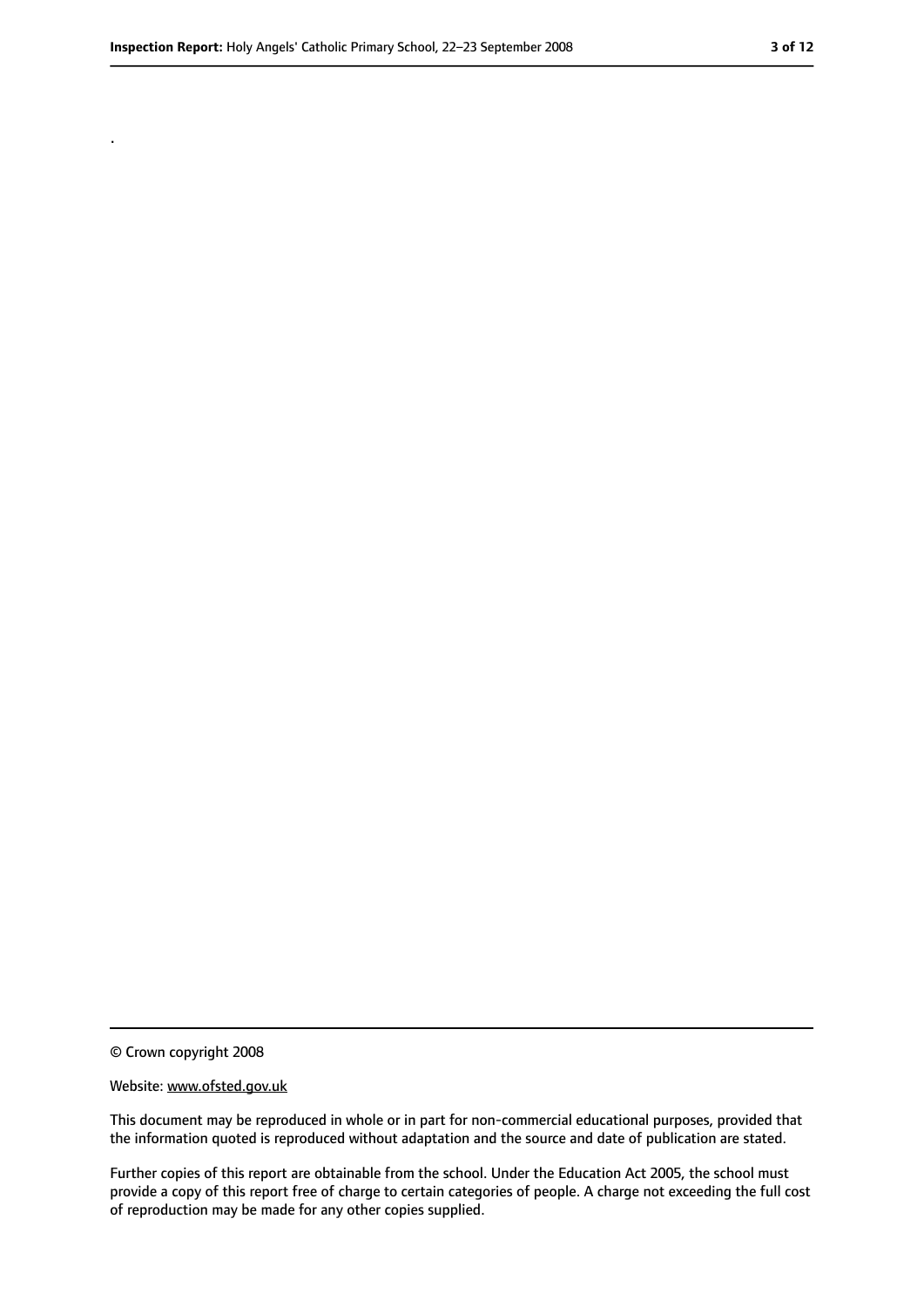.

© Crown copyright 2008

Website: www.ofsted.gov.uk

This document may be reproduced in whole or in part for non-commercial educational purposes, provided that the information quoted is reproduced without adaptation and the source and date of publication are stated.

Further copies of this report are obtainable from the school. Under the Education Act 2005, the school must provide a copy of this report free of charge to certain categories of people. A charge not exceeding the full cost of reproduction may be made for any other copies supplied.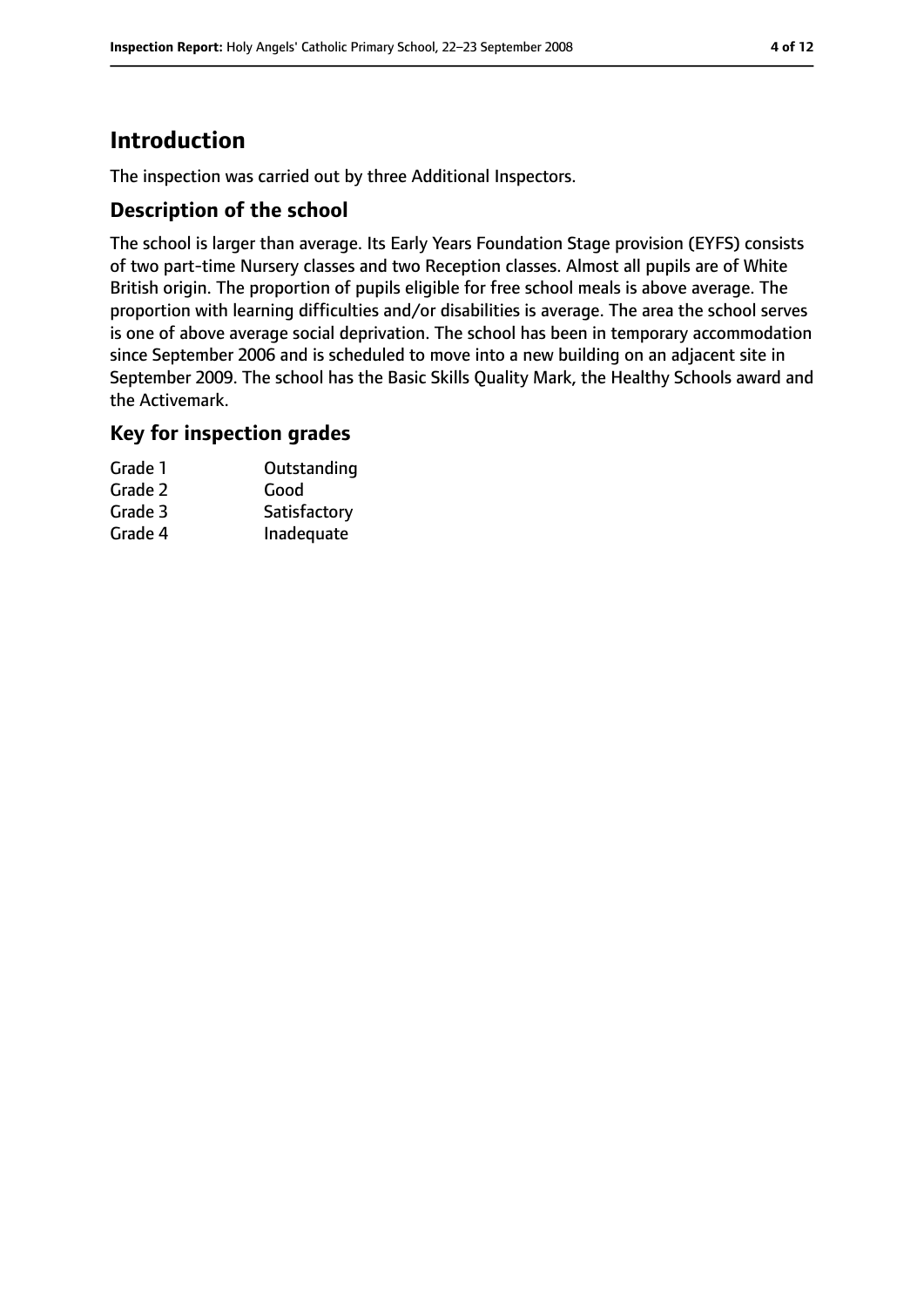# Introduction

The inspection was carried out by three Additional Inspectors.

## Description of the school

The school is larger than average. Its Early Years Foundation Stage provision (EYFS) consists of two part-time Nursery classes and two Reception classes. Almost all pupils are of White British origin. The proportion of pupils eligible for free school meals is above average. The proportion with learning difficulties and/or disabilities is average. The area the school serves is one of above average social deprivation. The school has been in temporary accommodation since September 2006 and is scheduled to move into a new building on an adjacent site in September 2009. The school has the Basic Skills Quality Mark, the Healthy Schools award and the Activemark.

## Key for inspection grades

| | |
|---|---|
| Grade 1 | Outstanding |
| Grade 2 | Good |
| Grade 3 | Satisfactory |
| Grade 4 | Inadequate |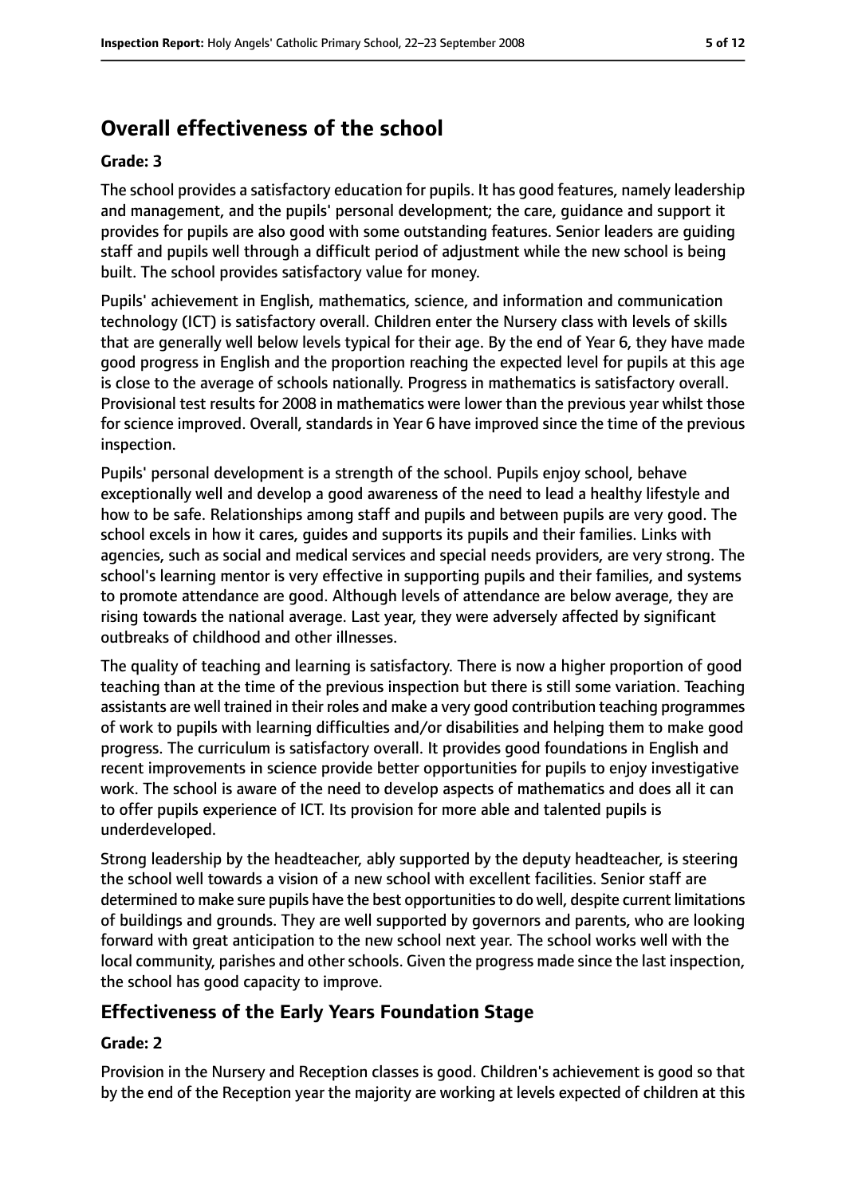# Overall effectiveness of the school

**Grade: 3**

The school provides a satisfactory education for pupils. It has good features, namely leadership and management, and the pupils' personal development; the care, guidance and support it provides for pupils are also good with some outstanding features. Senior leaders are guiding staff and pupils well through a difficult period of adjustment while the new school is being built. The school provides satisfactory value for money.

Pupils' achievement in English, mathematics, science, and information and communication technology (ICT) is satisfactory overall. Children enter the Nursery class with levels of skills that are generally well below levels typical for their age. By the end of Year 6, they have made good progress in English and the proportion reaching the expected level for pupils at this age is close to the average of schools nationally. Progress in mathematics is satisfactory overall. Provisional test results for 2008 in mathematics were lower than the previous year whilst those for science improved. Overall, standards in Year 6 have improved since the time of the previous inspection.

Pupils' personal development is a strength of the school. Pupils enjoy school, behave exceptionally well and develop a good awareness of the need to lead a healthy lifestyle and how to be safe. Relationships among staff and pupils and between pupils are very good. The school excels in how it cares, guides and supports its pupils and their families. Links with agencies, such as social and medical services and special needs providers, are very strong. The school's learning mentor is very effective in supporting pupils and their families, and systems to promote attendance are good. Although levels of attendance are below average, they are rising towards the national average. Last year, they were adversely affected by significant outbreaks of childhood and other illnesses.

The quality of teaching and learning is satisfactory. There is now a higher proportion of good teaching than at the time of the previous inspection but there is still some variation. Teaching assistants are well trained in their roles and make a very good contribution teaching programmes of work to pupils with learning difficulties and/or disabilities and helping them to make good progress. The curriculum is satisfactory overall. It provides good foundations in English and recent improvements in science provide better opportunities for pupils to enjoy investigative work. The school is aware of the need to develop aspects of mathematics and does all it can to offer pupils experience of ICT. Its provision for more able and talented pupils is underdeveloped.

Strong leadership by the headteacher, ably supported by the deputy headteacher, is steering the school well towards a vision of a new school with excellent facilities. Senior staff are determined to make sure pupils have the best opportunities to do well, despite current limitations of buildings and grounds. They are well supported by governors and parents, who are looking forward with great anticipation to the new school next year. The school works well with the local community, parishes and other schools. Given the progress made since the last inspection, the school has good capacity to improve.

## Effectiveness of the Early Years Foundation Stage

**Grade: 2**

Provision in the Nursery and Reception classes is good. Children's achievement is good so that by the end of the Reception year the majority are working at levels expected of children at this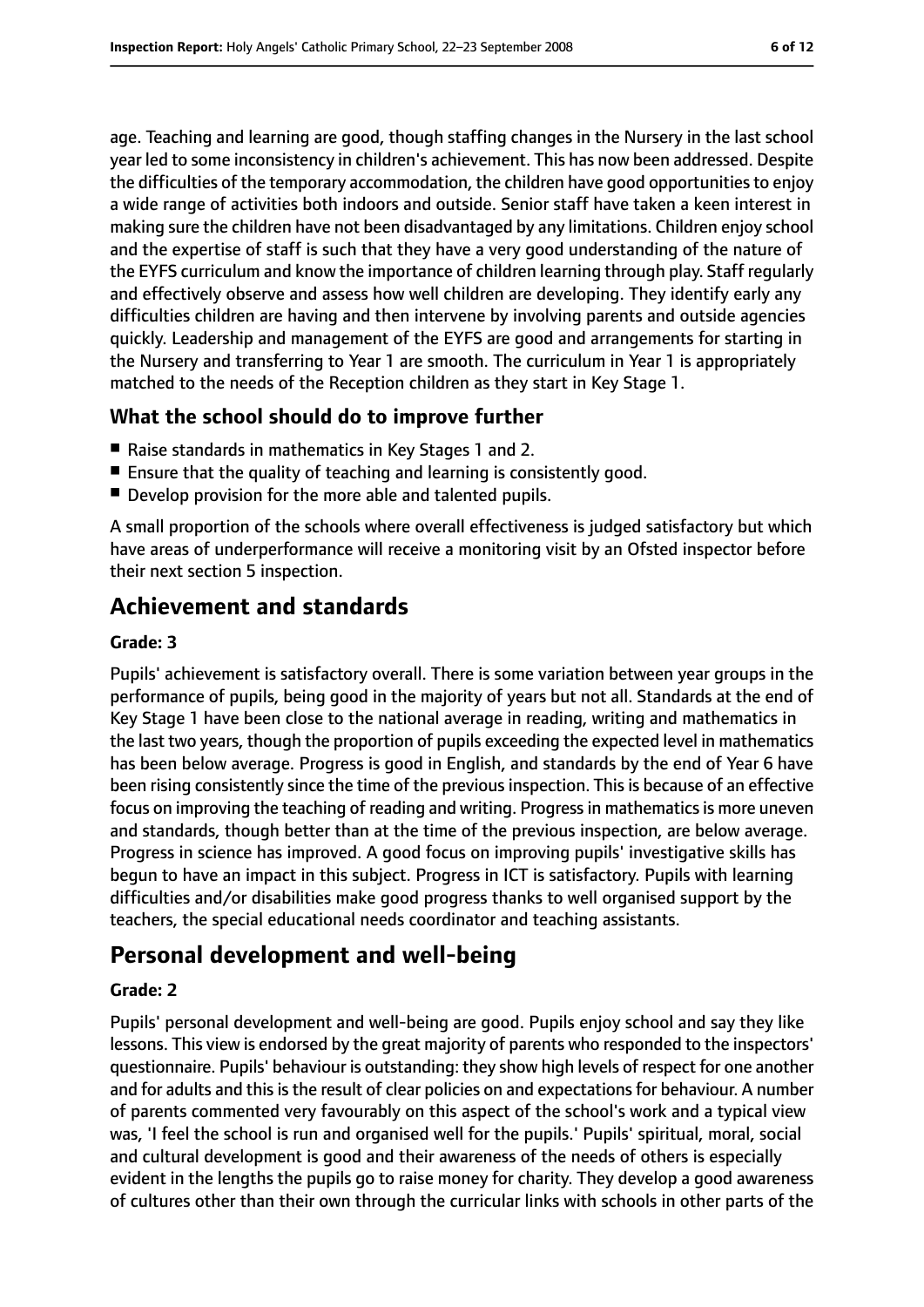age. Teaching and learning are good, though staffing changes in the Nursery in the last school year led to some inconsistency in children's achievement. This has now been addressed. Despite the difficulties of the temporary accommodation, the children have good opportunities to enjoy a wide range of activities both indoors and outside. Senior staff have taken a keen interest in making sure the children have not been disadvantaged by any limitations. Children enjoy school and the expertise of staff is such that they have a very good understanding of the nature of the EYFS curriculum and know the importance of children learning through play. Staff regularly and effectively observe and assess how well children are developing. They identify early any difficulties children are having and then intervene by involving parents and outside agencies quickly. Leadership and management of the EYFS are good and arrangements for starting in the Nursery and transferring to Year 1 are smooth. The curriculum in Year 1 is appropriately matched to the needs of the Reception children as they start in Key Stage 1.

### What the school should do to improve further

- Raise standards in mathematics in Key Stages 1 and 2.
- Ensure that the quality of teaching and learning is consistently good.
- Develop provision for the more able and talented pupils.

A small proportion of the schools where overall effectiveness is judged satisfactory but which have areas of underperformance will receive a monitoring visit by an Ofsted inspector before their next section 5 inspection.

## Achievement and standards

**Grade: 3**

Pupils' achievement is satisfactory overall. There is some variation between year groups in the performance of pupils, being good in the majority of years but not all. Standards at the end of Key Stage 1 have been close to the national average in reading, writing and mathematics in the last two years, though the proportion of pupils exceeding the expected level in mathematics has been below average. Progress is good in English, and standards by the end of Year 6 have been rising consistently since the time of the previous inspection. This is because of an effective focus on improving the teaching of reading and writing. Progress in mathematics is more uneven and standards, though better than at the time of the previous inspection, are below average. Progress in science has improved. A good focus on improving pupils' investigative skills has begun to have an impact in this subject. Progress in ICT is satisfactory. Pupils with learning difficulties and/or disabilities make good progress thanks to well organised support by the teachers, the special educational needs coordinator and teaching assistants.

## Personal development and well-being

**Grade: 2**

Pupils' personal development and well-being are good. Pupils enjoy school and say they like lessons. This view is endorsed by the great majority of parents who responded to the inspectors' questionnaire. Pupils' behaviour is outstanding: they show high levels of respect for one another and for adults and this is the result of clear policies on and expectations for behaviour. A number of parents commented very favourably on this aspect of the school's work and a typical view was, 'I feel the school is run and organised well for the pupils.' Pupils' spiritual, moral, social and cultural development is good and their awareness of the needs of others is especially evident in the lengths the pupils go to raise money for charity. They develop a good awareness of cultures other than their own through the curricular links with schools in other parts of the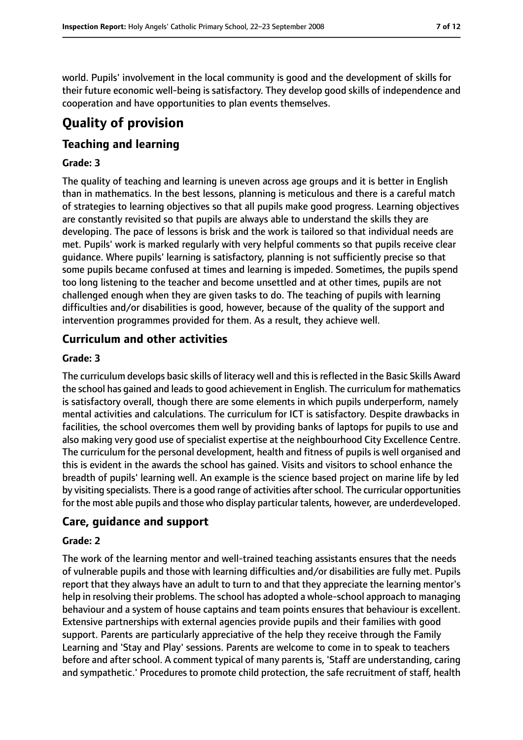world. Pupils' involvement in the local community is good and the development of skills for their future economic well-being is satisfactory. They develop good skills of independence and cooperation and have opportunities to plan events themselves.

# Quality of provision

## Teaching and learning

### Grade: 3

The quality of teaching and learning is uneven across age groups and it is better in English than in mathematics. In the best lessons, planning is meticulous and there is a careful match of strategies to learning objectives so that all pupils make good progress. Learning objectives are constantly revisited so that pupils are always able to understand the skills they are developing. The pace of lessons is brisk and the work is tailored so that individual needs are met. Pupils' work is marked regularly with very helpful comments so that pupils receive clear guidance. Where pupils' learning is satisfactory, planning is not sufficiently precise so that some pupils became confused at times and learning is impeded. Sometimes, the pupils spend too long listening to the teacher and become unsettled and at other times, pupils are not challenged enough when they are given tasks to do. The teaching of pupils with learning difficulties and/or disabilities is good, however, because of the quality of the support and intervention programmes provided for them. As a result, they achieve well.

## Curriculum and other activities

### Grade: 3

The curriculum develops basic skills of literacy well and this is reflected in the Basic Skills Award the school has gained and leads to good achievement in English. The curriculum for mathematics is satisfactory overall, though there are some elements in which pupils underperform, namely mental activities and calculations. The curriculum for ICT is satisfactory. Despite drawbacks in facilities, the school overcomes them well by providing banks of laptops for pupils to use and also making very good use of specialist expertise at the neighbourhood City Excellence Centre. The curriculum for the personal development, health and fitness of pupils is well organised and this is evident in the awards the school has gained. Visits and visitors to school enhance the breadth of pupils' learning well. An example is the science based project on marine life by led by visiting specialists. There is a good range of activities after school. The curricular opportunities for the most able pupils and those who display particular talents, however, are underdeveloped.

## Care, guidance and support

### Grade: 2

The work of the learning mentor and well-trained teaching assistants ensures that the needs of vulnerable pupils and those with learning difficulties and/or disabilities are fully met. Pupils report that they always have an adult to turn to and that they appreciate the learning mentor's help in resolving their problems. The school has adopted a whole-school approach to managing behaviour and a system of house captains and team points ensures that behaviour is excellent. Extensive partnerships with external agencies provide pupils and their families with good support. Parents are particularly appreciative of the help they receive through the Family Learning and 'Stay and Play' sessions. Parents are welcome to come in to speak to teachers before and after school. A comment typical of many parents is, 'Staff are understanding, caring and sympathetic.' Procedures to promote child protection, the safe recruitment of staff, health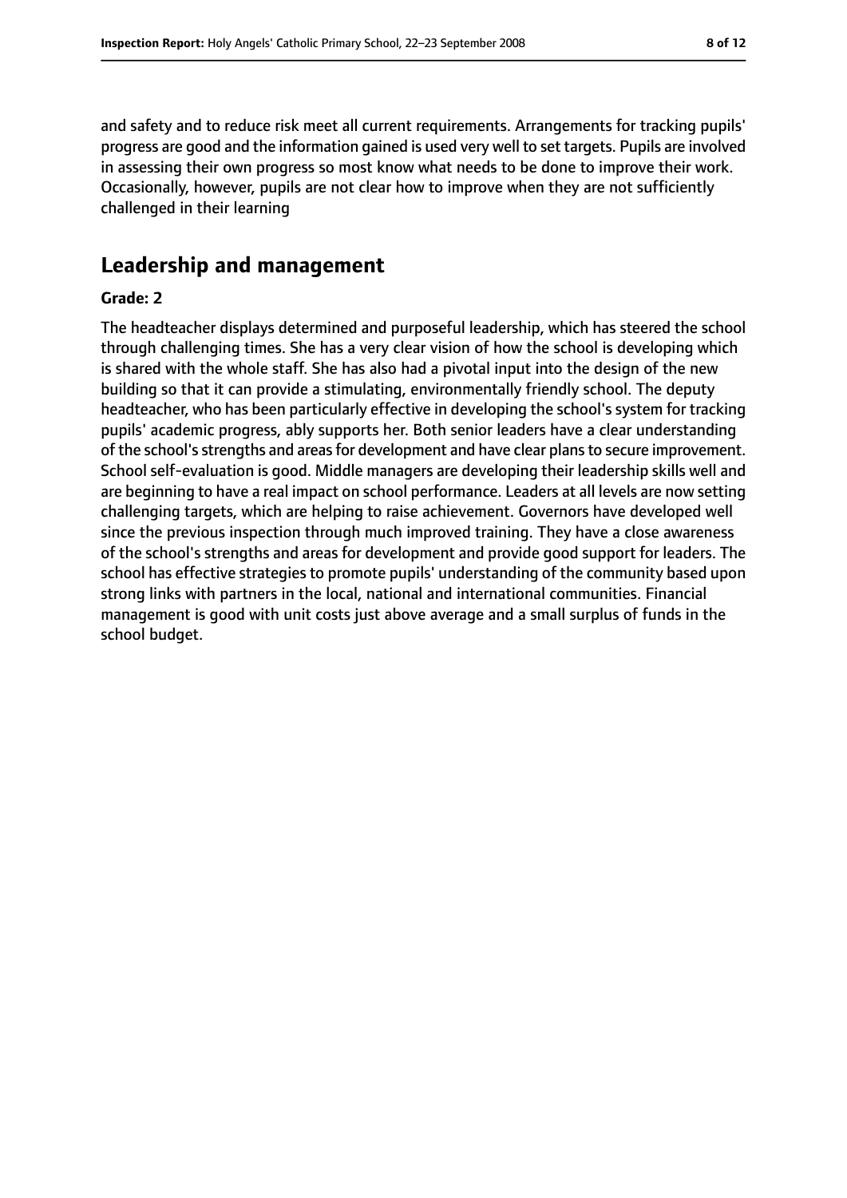and safety and to reduce risk meet all current requirements. Arrangements for tracking pupils' progress are good and the information gained is used very well to set targets. Pupils are involved in assessing their own progress so most know what needs to be done to improve their work. Occasionally, however, pupils are not clear how to improve when they are not sufficiently challenged in their learning

## Leadership and management

**Grade: 2**

The headteacher displays determined and purposeful leadership, which has steered the school through challenging times. She has a very clear vision of how the school is developing which is shared with the whole staff. She has also had a pivotal input into the design of the new building so that it can provide a stimulating, environmentally friendly school. The deputy headteacher, who has been particularly effective in developing the school's system for tracking pupils' academic progress, ably supports her. Both senior leaders have a clear understanding of the school's strengths and areas for development and have clear plans to secure improvement. School self-evaluation is good. Middle managers are developing their leadership skills well and are beginning to have a real impact on school performance. Leaders at all levels are now setting challenging targets, which are helping to raise achievement. Governors have developed well since the previous inspection through much improved training. They have a close awareness of the school's strengths and areas for development and provide good support for leaders. The school has effective strategies to promote pupils' understanding of the community based upon strong links with partners in the local, national and international communities. Financial management is good with unit costs just above average and a small surplus of funds in the school budget.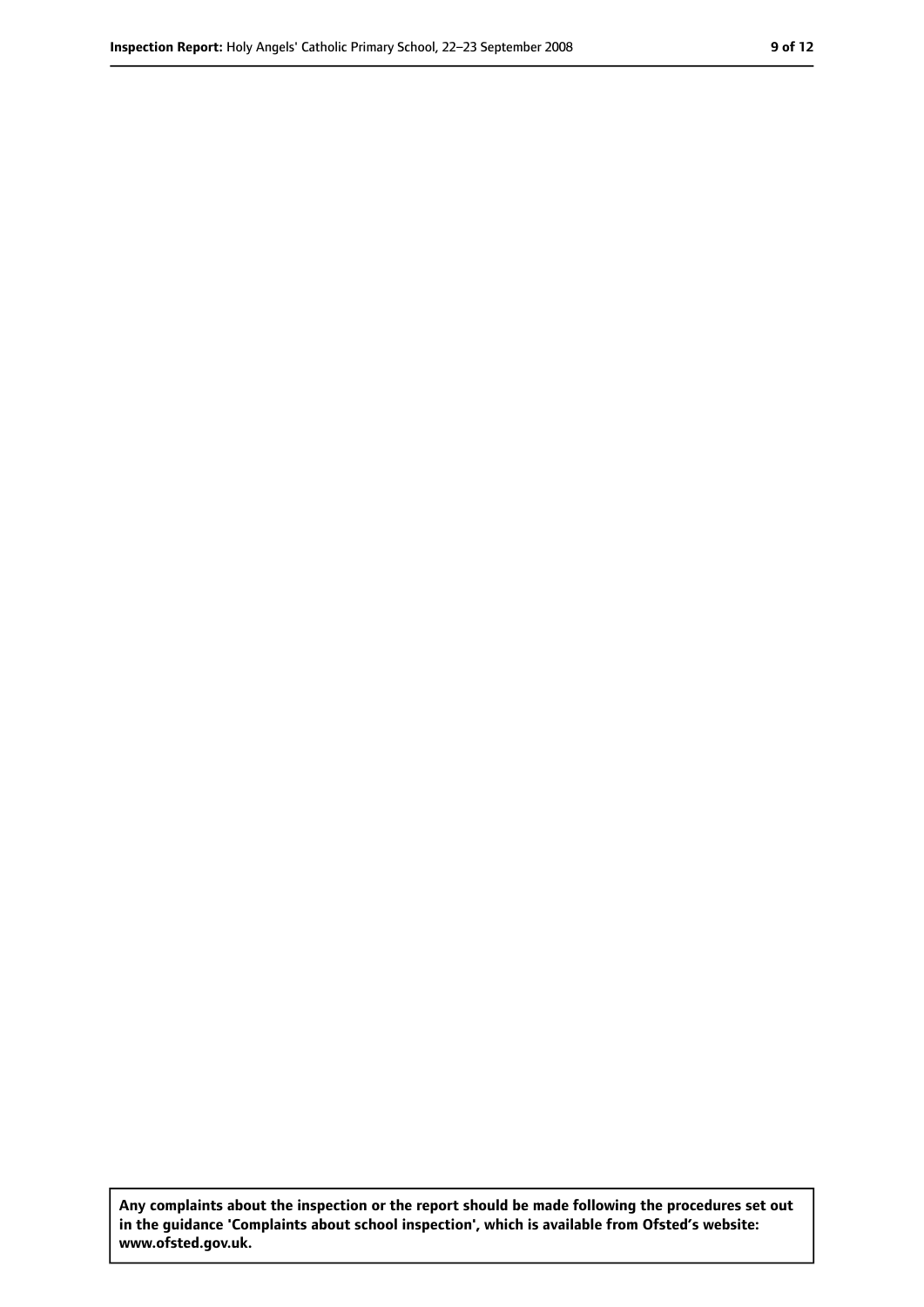**Any complaints about the inspection or the report should be made following the procedures set out in the guidance 'Complaints about school inspection', which is available from Ofsted's website: www.ofsted.gov.uk.**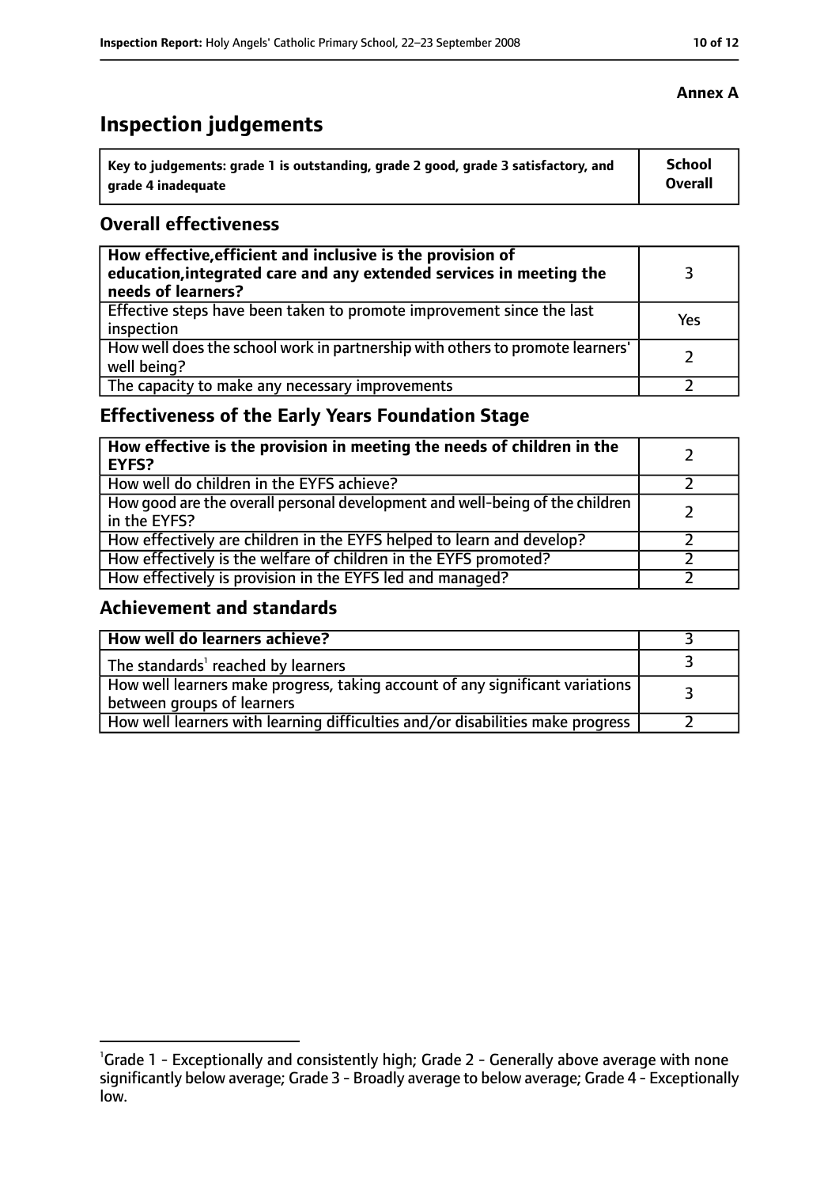**Annex A**

# Inspection judgements

| Key to judgements: grade 1 is outstanding, grade 2 good, grade 3 satisfactory, and grade 4 inadequate | School Overall |
|---|---|

## Overall effectiveness

| | |
|---|---|
| **How effective, efficient and inclusive is the provision of education, integrated care and any extended services in meeting the needs of learners?** | 3 |
| Effective steps have been taken to promote improvement since the last inspection | Yes |
| How well does the school work in partnership with others to promote learners' well being? | 2 |
| The capacity to make any necessary improvements | 2 |

## Effectiveness of the Early Years Foundation Stage

| | |
|---|---|
| **How effective is the provision in meeting the needs of children in the EYFS?** | 2 |
| How well do children in the EYFS achieve? | 2 |
| How good are the overall personal development and well-being of the children in the EYFS? | 2 |
| How effectively are children in the EYFS helped to learn and develop? | 2 |
| How effectively is the welfare of children in the EYFS promoted? | 2 |
| How effectively is provision in the EYFS led and managed? | 2 |

## Achievement and standards

| | |
|---|---|
| **How well do learners achieve?** | 3 |
| The standards[1] reached by learners | 3 |
| How well learners make progress, taking account of any significant variations between groups of learners | 3 |
| How well learners with learning difficulties and/or disabilities make progress | 2 |

[1] Grade 1 - Exceptionally and consistently high; Grade 2 - Generally above average with none significantly below average; Grade 3 - Broadly average to below average; Grade 4 - Exceptionally low.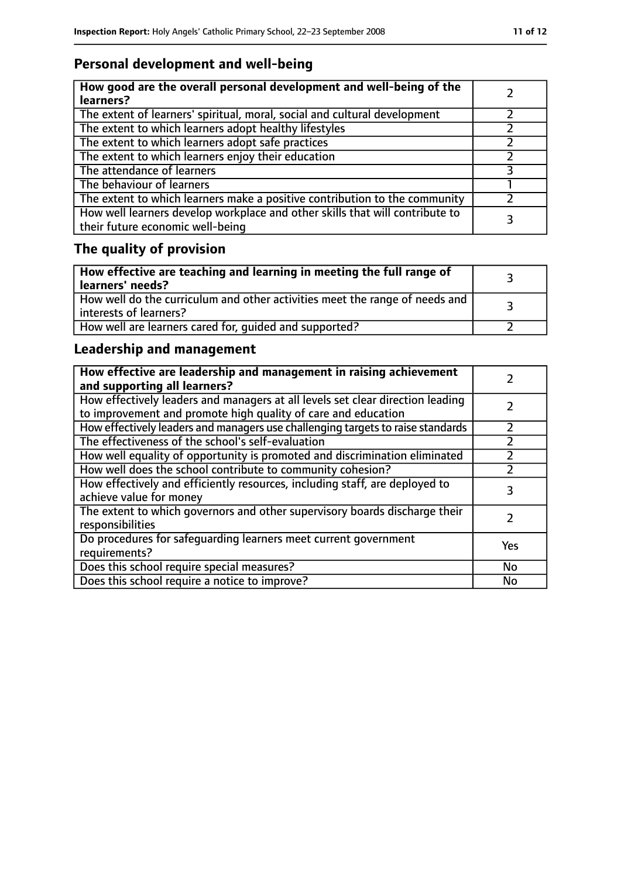## Personal development and well-being

| **How good are the overall personal development and well-being of the learners?** | 2 |
|---|---|
| The extent of learners' spiritual, moral, social and cultural development | 2 |
| The extent to which learners adopt healthy lifestyles | 2 |
| The extent to which learners adopt safe practices | 2 |
| The extent to which learners enjoy their education | 2 |
| The attendance of learners | 3 |
| The behaviour of learners | 1 |
| The extent to which learners make a positive contribution to the community | 2 |
| How well learners develop workplace and other skills that will contribute to their future economic well-being | 3 |

## The quality of provision

| **How effective are teaching and learning in meeting the full range of learners' needs?** | 3 |
|---|---|
| How well do the curriculum and other activities meet the range of needs and interests of learners? | 3 |
| How well are learners cared for, guided and supported? | 2 |

## Leadership and management

| **How effective are leadership and management in raising achievement and supporting all learners?** | 2 |
|---|---|
| How effectively leaders and managers at all levels set clear direction leading to improvement and promote high quality of care and education | 2 |
| How effectively leaders and managers use challenging targets to raise standards | 2 |
| The effectiveness of the school's self-evaluation | 2 |
| How well equality of opportunity is promoted and discrimination eliminated | 2 |
| How well does the school contribute to community cohesion? | 2 |
| How effectively and efficiently resources, including staff, are deployed to achieve value for money | 3 |
| The extent to which governors and other supervisory boards discharge their responsibilities | 2 |
| Do procedures for safeguarding learners meet current government requirements? | Yes |
| Does this school require special measures? | No |
| Does this school require a notice to improve? | No |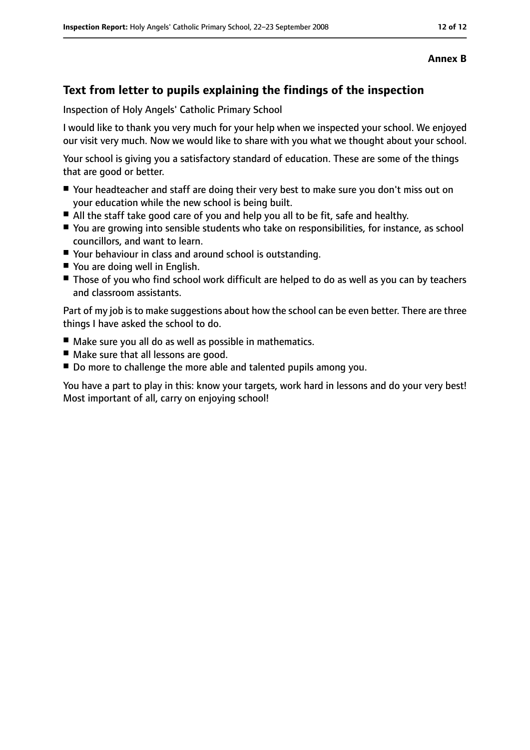**Annex B**

## Text from letter to pupils explaining the findings of the inspection

Inspection of Holy Angels' Catholic Primary School

I would like to thank you very much for your help when we inspected your school. We enjoyed our visit very much. Now we would like to share with you what we thought about your school.

Your school is giving you a satisfactory standard of education. These are some of the things that are good or better.

- Your headteacher and staff are doing their very best to make sure you don't miss out on your education while the new school is being built.
- All the staff take good care of you and help you all to be fit, safe and healthy.
- You are growing into sensible students who take on responsibilities, for instance, as school councillors, and want to learn.
- Your behaviour in class and around school is outstanding.
- You are doing well in English.
- Those of you who find school work difficult are helped to do as well as you can by teachers and classroom assistants.

Part of my job is to make suggestions about how the school can be even better. There are three things I have asked the school to do.

- Make sure you all do as well as possible in mathematics.
- Make sure that all lessons are good.
- Do more to challenge the more able and talented pupils among you.

You have a part to play in this: know your targets, work hard in lessons and do your very best! Most important of all, carry on enjoying school!